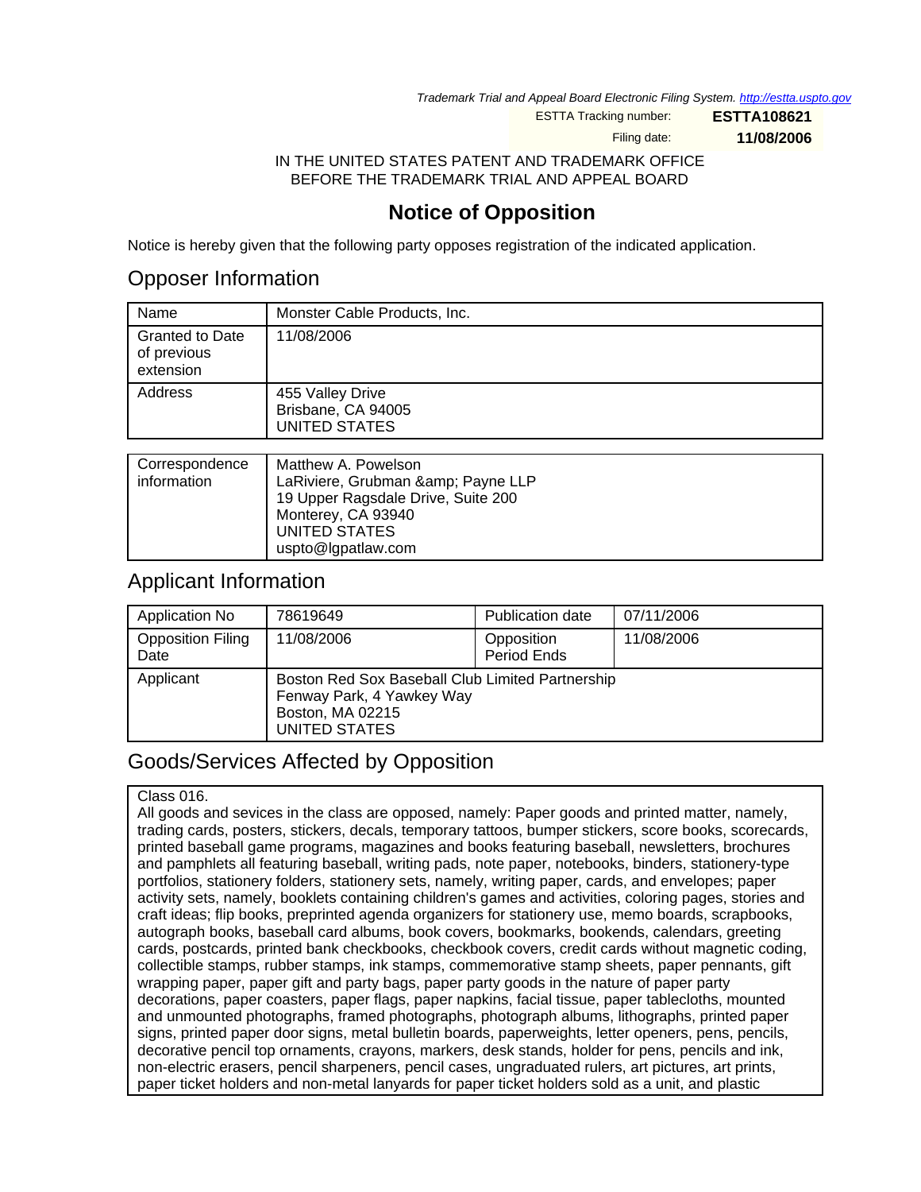*Trademark Trial and Appeal Board Electronic Filing System. http://estta.uspto.gov*

| | |
|---|---|
| ESTTA Tracking number: | **ESTTA108621** |
| Filing date: | **11/08/2006** |

IN THE UNITED STATES PATENT AND TRADEMARK OFFICE
BEFORE THE TRADEMARK TRIAL AND APPEAL BOARD

# Notice of Opposition

Notice is hereby given that the following party opposes registration of the indicated application.

## Opposer Information

| | |
|---|---|
| Name | Monster Cable Products, Inc. |
| Granted to Date of previous extension | 11/08/2006 |
| Address | 455 Valley Drive<br>Brisbane, CA 94005<br>UNITED STATES |

| | |
|---|---|
| Correspondence information | Matthew A. Powelson<br>LaRiviere, Grubman &amp; Payne LLP<br>19 Upper Ragsdale Drive, Suite 200<br>Monterey, CA 93940<br>UNITED STATES<br>uspto@lgpatlaw.com |

## Applicant Information

| | | | |
|---|---|---|---|
| Application No | 78619649 | Publication date | 07/11/2006 |
| Opposition Filing Date | 11/08/2006 | Opposition Period Ends | 11/08/2006 |
| Applicant | Boston Red Sox Baseball Club Limited Partnership<br>Fenway Park, 4 Yawkey Way<br>Boston, MA 02215<br>UNITED STATES | | |

## Goods/Services Affected by Opposition

Class 016.
All goods and sevices in the class are opposed, namely: Paper goods and printed matter, namely, trading cards, posters, stickers, decals, temporary tattoos, bumper stickers, score books, scorecards, printed baseball game programs, magazines and books featuring baseball, newsletters, brochures and pamphlets all featuring baseball, writing pads, note paper, notebooks, binders, stationery-type portfolios, stationery folders, stationery sets, namely, writing paper, cards, and envelopes; paper activity sets, namely, booklets containing children's games and activities, coloring pages, stories and craft ideas; flip books, preprinted agenda organizers for stationery use, memo boards, scrapbooks, autograph books, baseball card albums, book covers, bookmarks, bookends, calendars, greeting cards, postcards, printed bank checkbooks, checkbook covers, credit cards without magnetic coding, collectible stamps, rubber stamps, ink stamps, commemorative stamp sheets, paper pennants, gift wrapping paper, paper gift and party bags, paper party goods in the nature of paper party decorations, paper coasters, paper flags, paper napkins, facial tissue, paper tablecloths, mounted and unmounted photographs, framed photographs, photograph albums, lithographs, printed paper signs, printed paper door signs, metal bulletin boards, paperweights, letter openers, pens, pencils, decorative pencil top ornaments, crayons, markers, desk stands, holder for pens, pencils and ink, non-electric erasers, pencil sharpeners, pencil cases, ungraduated rulers, art pictures, art prints, paper ticket holders and non-metal lanyards for paper ticket holders sold as a unit, and plastic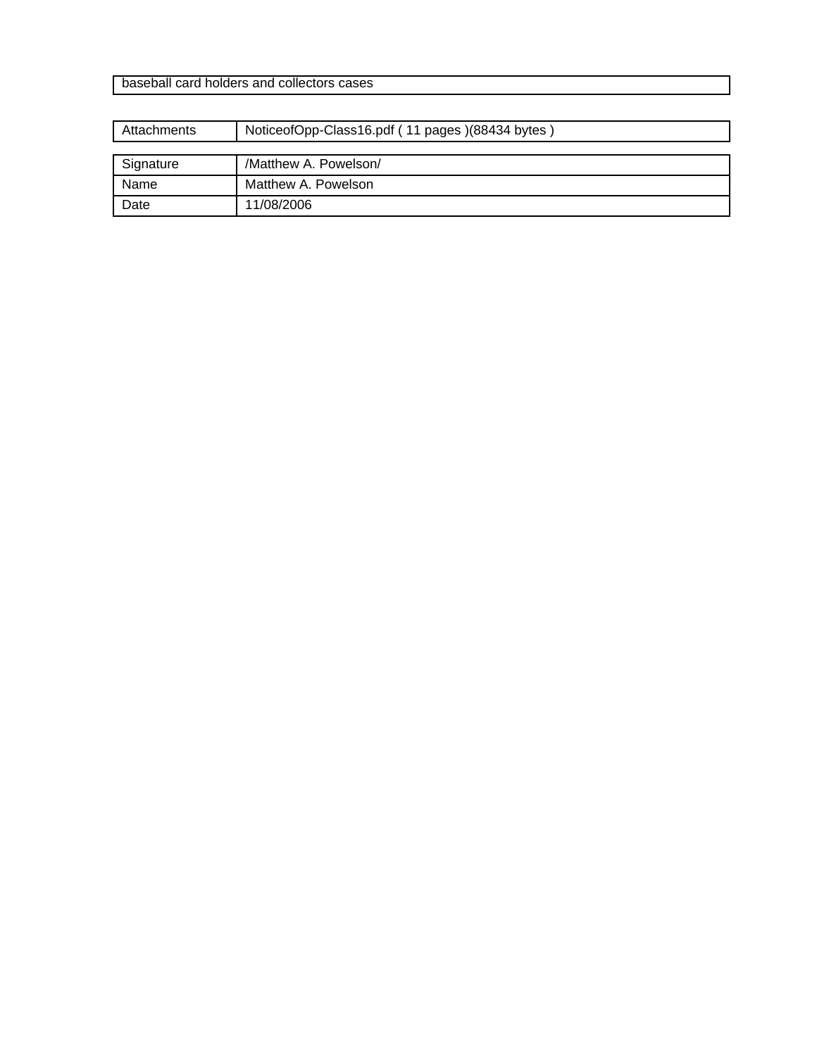| baseball card holders and collectors cases |
| --- |

| Attachments | NoticeofOpp-Class16.pdf ( 11 pages )(88434 bytes ) |
| --- | --- |

| Signature | /Matthew A. Powelson/ |
| --- | --- |
| Name | Matthew A. Powelson |
| Date | 11/08/2006 |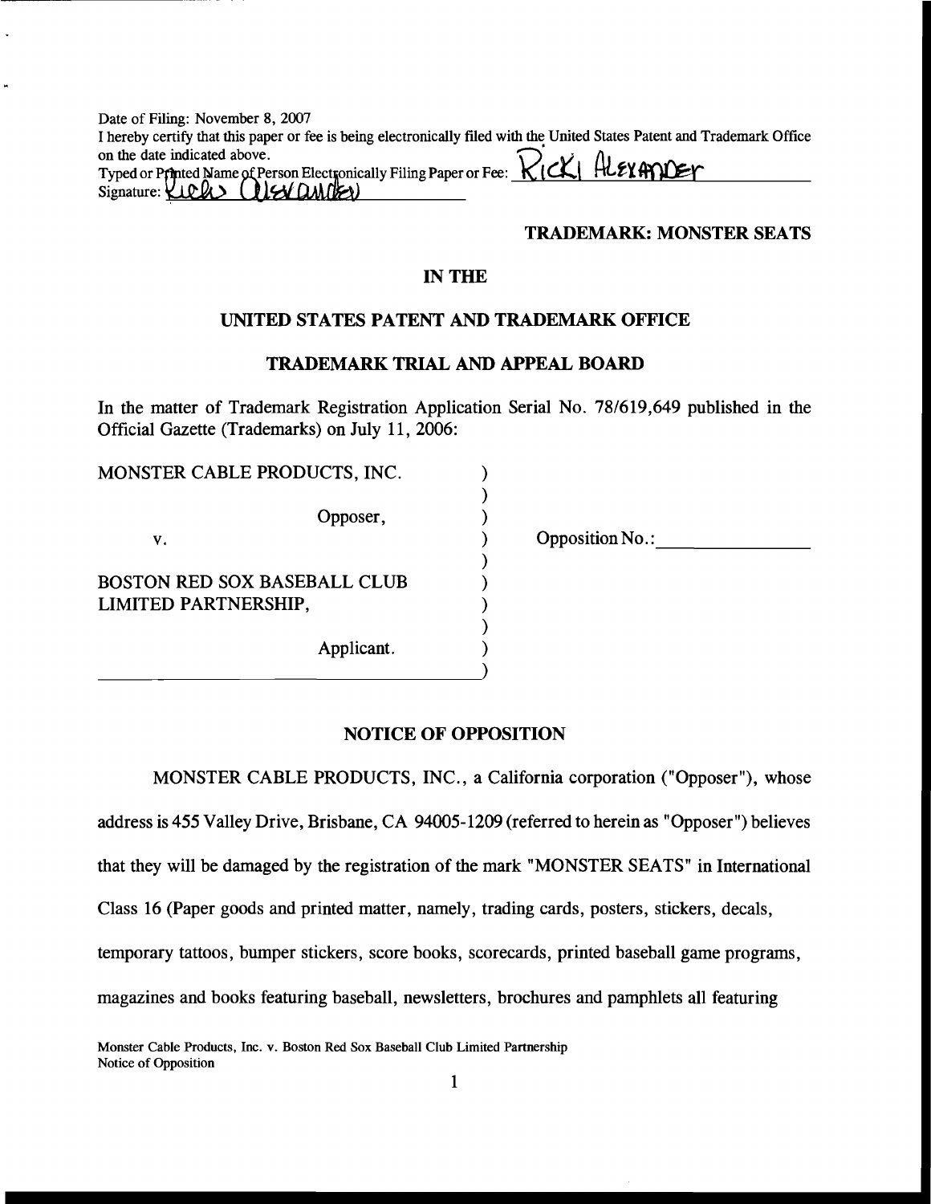Date of Filing: November 8, 2007

I hereby certify that this paper or fee is being electronically filed with the United States Patent and Trademark Office on the date indicated above.

Typed or Printed Name of Person Electronically Filing Paper or Fee: Ricki Alexander

Signature: Ricki Alexander

**TRADEMARK: MONSTER SEATS**

## IN THE

## UNITED STATES PATENT AND TRADEMARK OFFICE

## TRADEMARK TRIAL AND APPEAL BOARD

In the matter of Trademark Registration Application Serial No. 78/619,649 published in the Official Gazette (Trademarks) on July 11, 2006:

MONSTER CABLE PRODUCTS, INC. )

Opposer, )

v. ) Opposition No.: \_\_\_\_\_\_\_\_\_\_\_\_\_\_

BOSTON RED SOX BASEBALL CLUB LIMITED PARTNERSHIP, )

Applicant. )

## NOTICE OF OPPOSITION

MONSTER CABLE PRODUCTS, INC., a California corporation ("Opposer"), whose address is 455 Valley Drive, Brisbane, CA 94005-1209 (referred to herein as "Opposer") believes that they will be damaged by the registration of the mark "MONSTER SEATS" in International Class 16 (Paper goods and printed matter, namely, trading cards, posters, stickers, decals, temporary tattoos, bumper stickers, score books, scorecards, printed baseball game programs, magazines and books featuring baseball, newsletters, brochures and pamphlets all featuring

Monster Cable Products, Inc. v. Boston Red Sox Baseball Club Limited Partnership
Notice of Opposition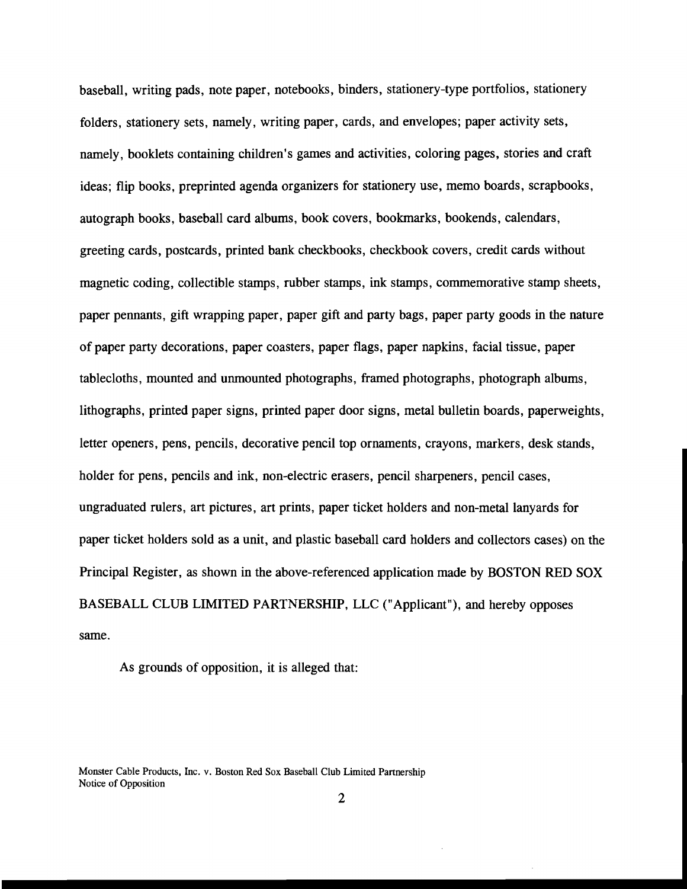baseball, writing pads, note paper, notebooks, binders, stationery-type portfolios, stationery folders, stationery sets, namely, writing paper, cards, and envelopes; paper activity sets, namely, booklets containing children's games and activities, coloring pages, stories and craft ideas; flip books, preprinted agenda organizers for stationery use, memo boards, scrapbooks, autograph books, baseball card albums, book covers, bookmarks, bookends, calendars, greeting cards, postcards, printed bank checkbooks, checkbook covers, credit cards without magnetic coding, collectible stamps, rubber stamps, ink stamps, commemorative stamp sheets, paper pennants, gift wrapping paper, paper gift and party bags, paper party goods in the nature of paper party decorations, paper coasters, paper flags, paper napkins, facial tissue, paper tablecloths, mounted and unmounted photographs, framed photographs, photograph albums, lithographs, printed paper signs, printed paper door signs, metal bulletin boards, paperweights, letter openers, pens, pencils, decorative pencil top ornaments, crayons, markers, desk stands, holder for pens, pencils and ink, non-electric erasers, pencil sharpeners, pencil cases, ungraduated rulers, art pictures, art prints, paper ticket holders and non-metal lanyards for paper ticket holders sold as a unit, and plastic baseball card holders and collectors cases) on the Principal Register, as shown in the above-referenced application made by BOSTON RED SOX BASEBALL CLUB LIMITED PARTNERSHIP, LLC ("Applicant"), and hereby opposes same.

As grounds of opposition, it is alleged that: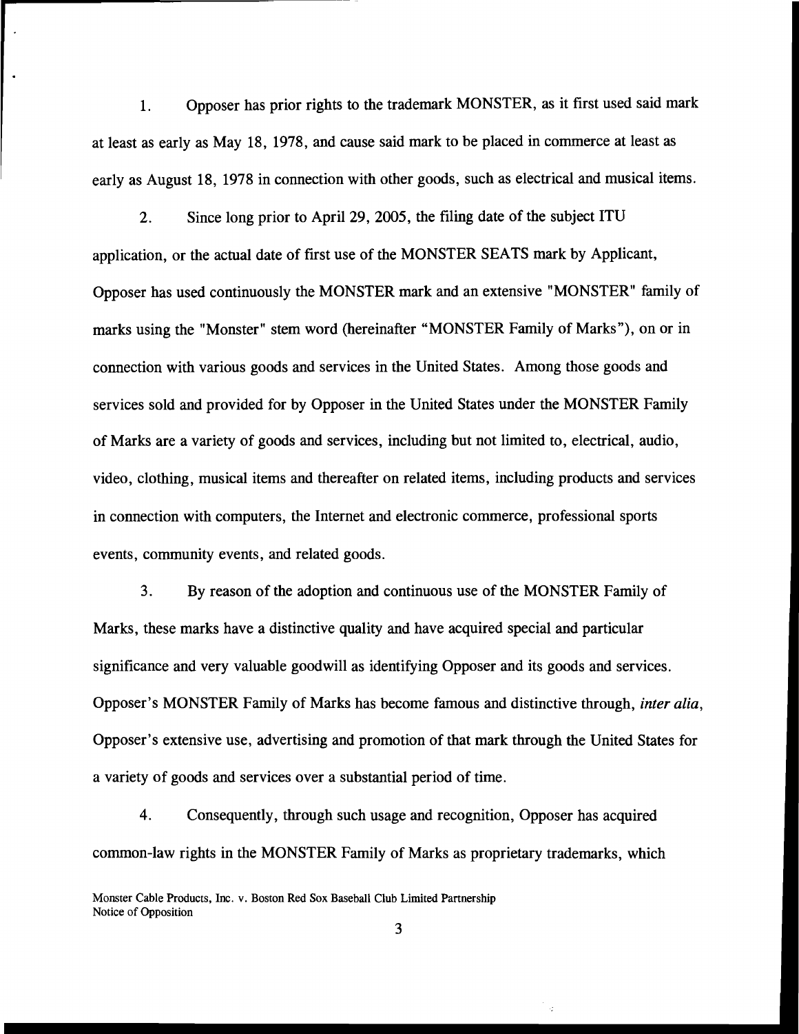1. Opposer has prior rights to the trademark MONSTER, as it first used said mark at least as early as May 18, 1978, and cause said mark to be placed in commerce at least as early as August 18, 1978 in connection with other goods, such as electrical and musical items.

2. Since long prior to April 29, 2005, the filing date of the subject ITU application, or the actual date of first use of the MONSTER SEATS mark by Applicant, Opposer has used continuously the MONSTER mark and an extensive "MONSTER" family of marks using the "Monster" stem word (hereinafter "MONSTER Family of Marks"), on or in connection with various goods and services in the United States. Among those goods and services sold and provided for by Opposer in the United States under the MONSTER Family of Marks are a variety of goods and services, including but not limited to, electrical, audio, video, clothing, musical items and thereafter on related items, including products and services in connection with computers, the Internet and electronic commerce, professional sports events, community events, and related goods.

3. By reason of the adoption and continuous use of the MONSTER Family of Marks, these marks have a distinctive quality and have acquired special and particular significance and very valuable goodwill as identifying Opposer and its goods and services. Opposer's MONSTER Family of Marks has become famous and distinctive through, *inter alia*, Opposer's extensive use, advertising and promotion of that mark through the United States for a variety of goods and services over a substantial period of time.

4. Consequently, through such usage and recognition, Opposer has acquired common-law rights in the MONSTER Family of Marks as proprietary trademarks, which

Monster Cable Products, Inc. v. Boston Red Sox Baseball Club Limited Partnership
Notice of Opposition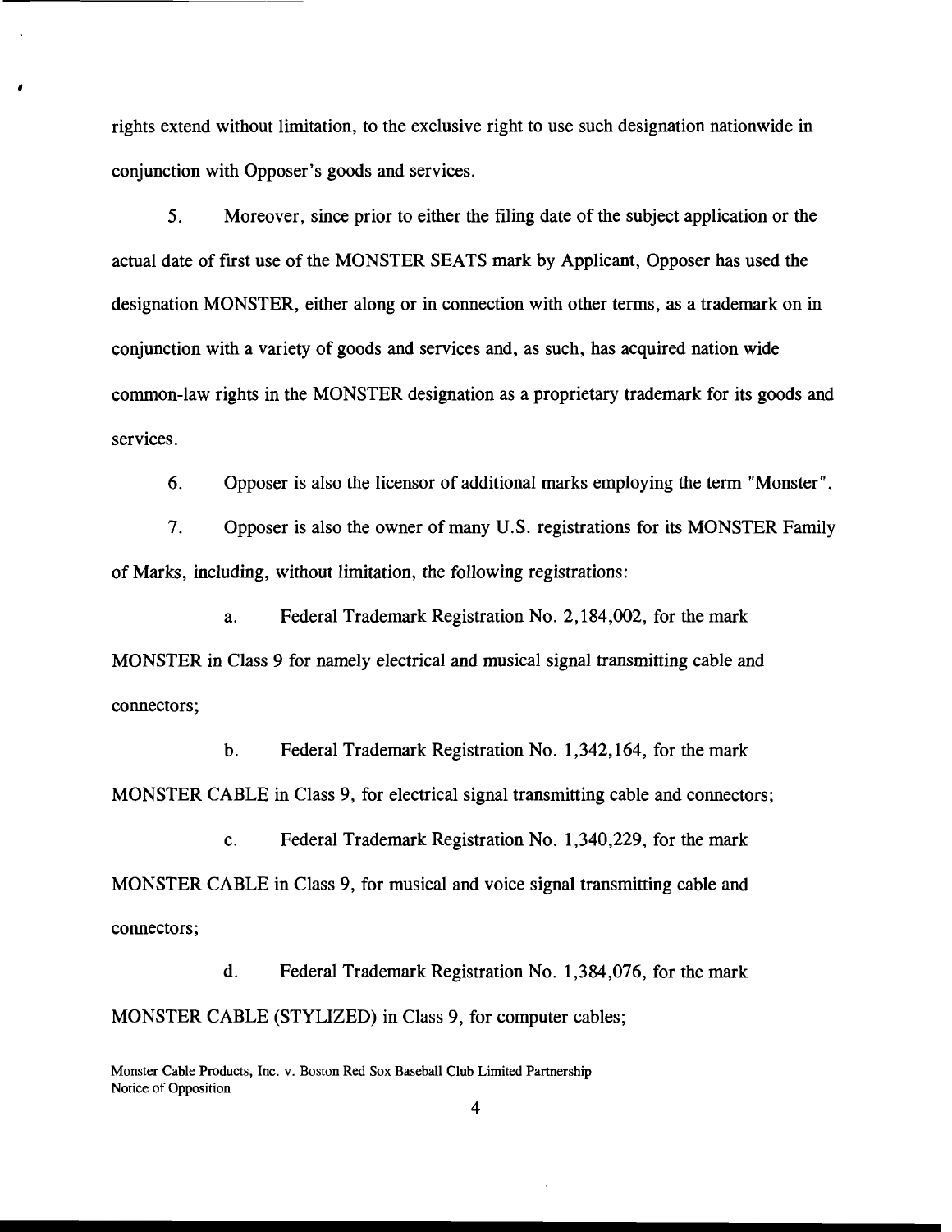rights extend without limitation, to the exclusive right to use such designation nationwide in conjunction with Opposer's goods and services.

5. Moreover, since prior to either the filing date of the subject application or the actual date of first use of the MONSTER SEATS mark by Applicant, Opposer has used the designation MONSTER, either along or in connection with other terms, as a trademark on in conjunction with a variety of goods and services and, as such, has acquired nation wide common-law rights in the MONSTER designation as a proprietary trademark for its goods and services.

6. Opposer is also the licensor of additional marks employing the term "Monster".

7. Opposer is also the owner of many U.S. registrations for its MONSTER Family of Marks, including, without limitation, the following registrations:

a. Federal Trademark Registration No. 2,184,002, for the mark MONSTER in Class 9 for namely electrical and musical signal transmitting cable and connectors;

b. Federal Trademark Registration No. 1,342,164, for the mark MONSTER CABLE in Class 9, for electrical signal transmitting cable and connectors;

c. Federal Trademark Registration No. 1,340,229, for the mark MONSTER CABLE in Class 9, for musical and voice signal transmitting cable and connectors;

d. Federal Trademark Registration No. 1,384,076, for the mark MONSTER CABLE (STYLIZED) in Class 9, for computer cables;

Monster Cable Products, Inc. v. Boston Red Sox Baseball Club Limited Partnership
Notice of Opposition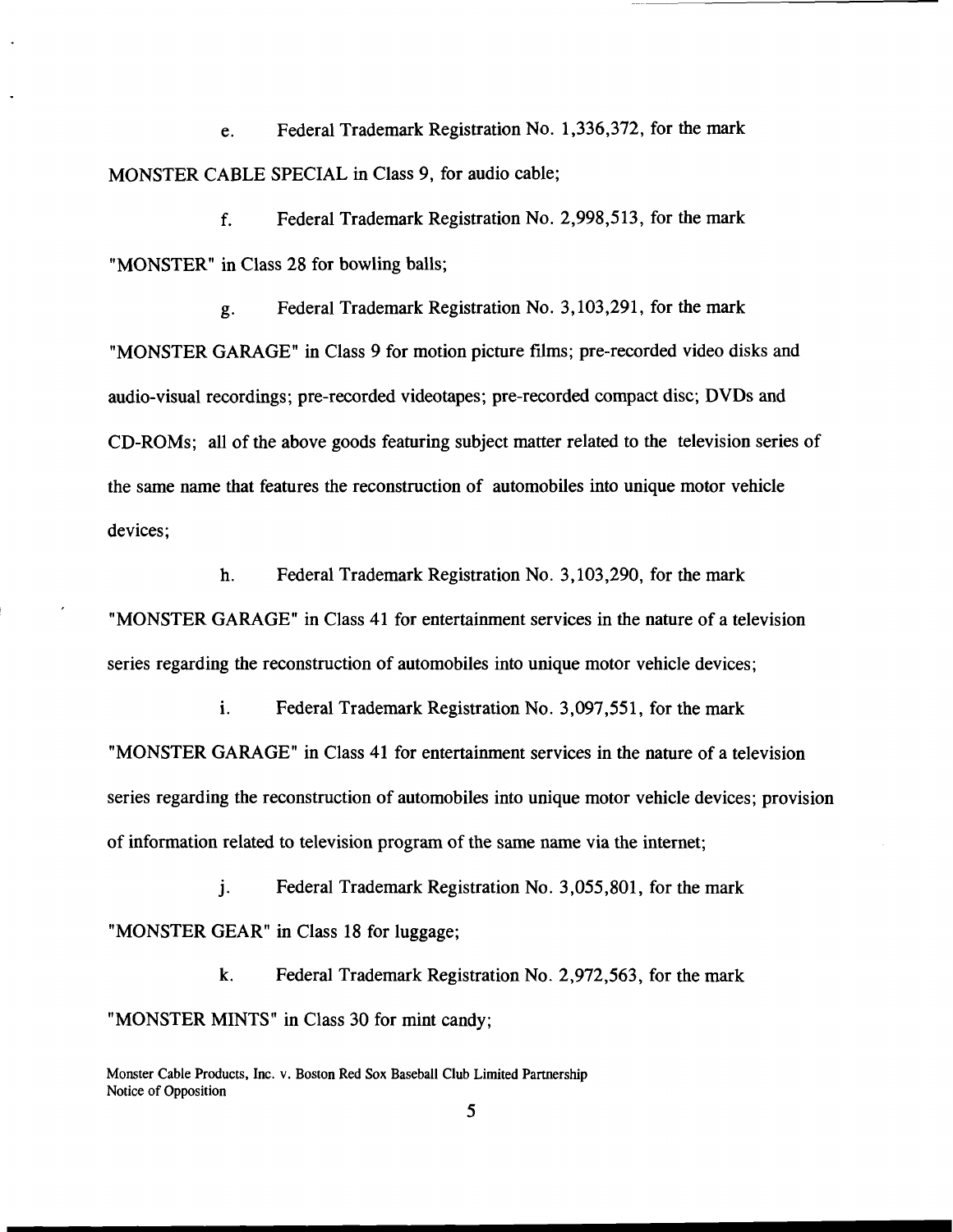e. Federal Trademark Registration No. 1,336,372, for the mark MONSTER CABLE SPECIAL in Class 9, for audio cable;

f. Federal Trademark Registration No. 2,998,513, for the mark "MONSTER" in Class 28 for bowling balls;

g. Federal Trademark Registration No. 3,103,291, for the mark "MONSTER GARAGE" in Class 9 for motion picture films; pre-recorded video disks and audio-visual recordings; pre-recorded videotapes; pre-recorded compact disc; DVDs and CD-ROMs; all of the above goods featuring subject matter related to the television series of the same name that features the reconstruction of automobiles into unique motor vehicle devices;

h. Federal Trademark Registration No. 3,103,290, for the mark "MONSTER GARAGE" in Class 41 for entertainment services in the nature of a television series regarding the reconstruction of automobiles into unique motor vehicle devices;

i. Federal Trademark Registration No. 3,097,551, for the mark "MONSTER GARAGE" in Class 41 for entertainment services in the nature of a television series regarding the reconstruction of automobiles into unique motor vehicle devices; provision of information related to television program of the same name via the internet;

j. Federal Trademark Registration No. 3,055,801, for the mark "MONSTER GEAR" in Class 18 for luggage;

k. Federal Trademark Registration No. 2,972,563, for the mark "MONSTER MINTS" in Class 30 for mint candy;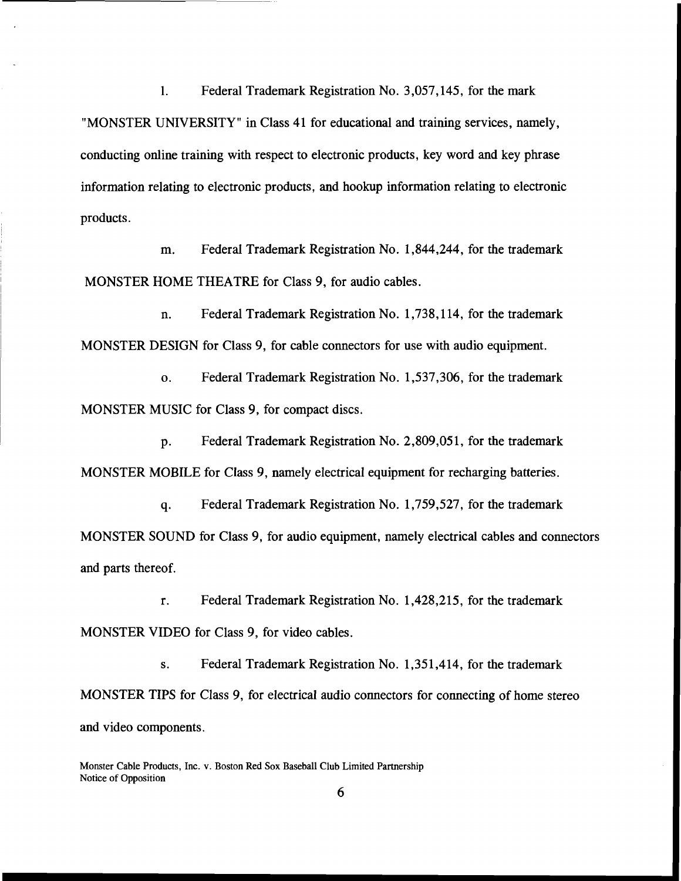l. Federal Trademark Registration No. 3,057,145, for the mark "MONSTER UNIVERSITY" in Class 41 for educational and training services, namely, conducting online training with respect to electronic products, key word and key phrase information relating to electronic products, and hookup information relating to electronic products.

m. Federal Trademark Registration No. 1,844,244, for the trademark MONSTER HOME THEATRE for Class 9, for audio cables.

n. Federal Trademark Registration No. 1,738,114, for the trademark MONSTER DESIGN for Class 9, for cable connectors for use with audio equipment.

o. Federal Trademark Registration No. 1,537,306, for the trademark MONSTER MUSIC for Class 9, for compact discs.

p. Federal Trademark Registration No. 2,809,051, for the trademark MONSTER MOBILE for Class 9, namely electrical equipment for recharging batteries.

q. Federal Trademark Registration No. 1,759,527, for the trademark MONSTER SOUND for Class 9, for audio equipment, namely electrical cables and connectors and parts thereof.

r. Federal Trademark Registration No. 1,428,215, for the trademark MONSTER VIDEO for Class 9, for video cables.

s. Federal Trademark Registration No. 1,351,414, for the trademark MONSTER TIPS for Class 9, for electrical audio connectors for connecting of home stereo and video components.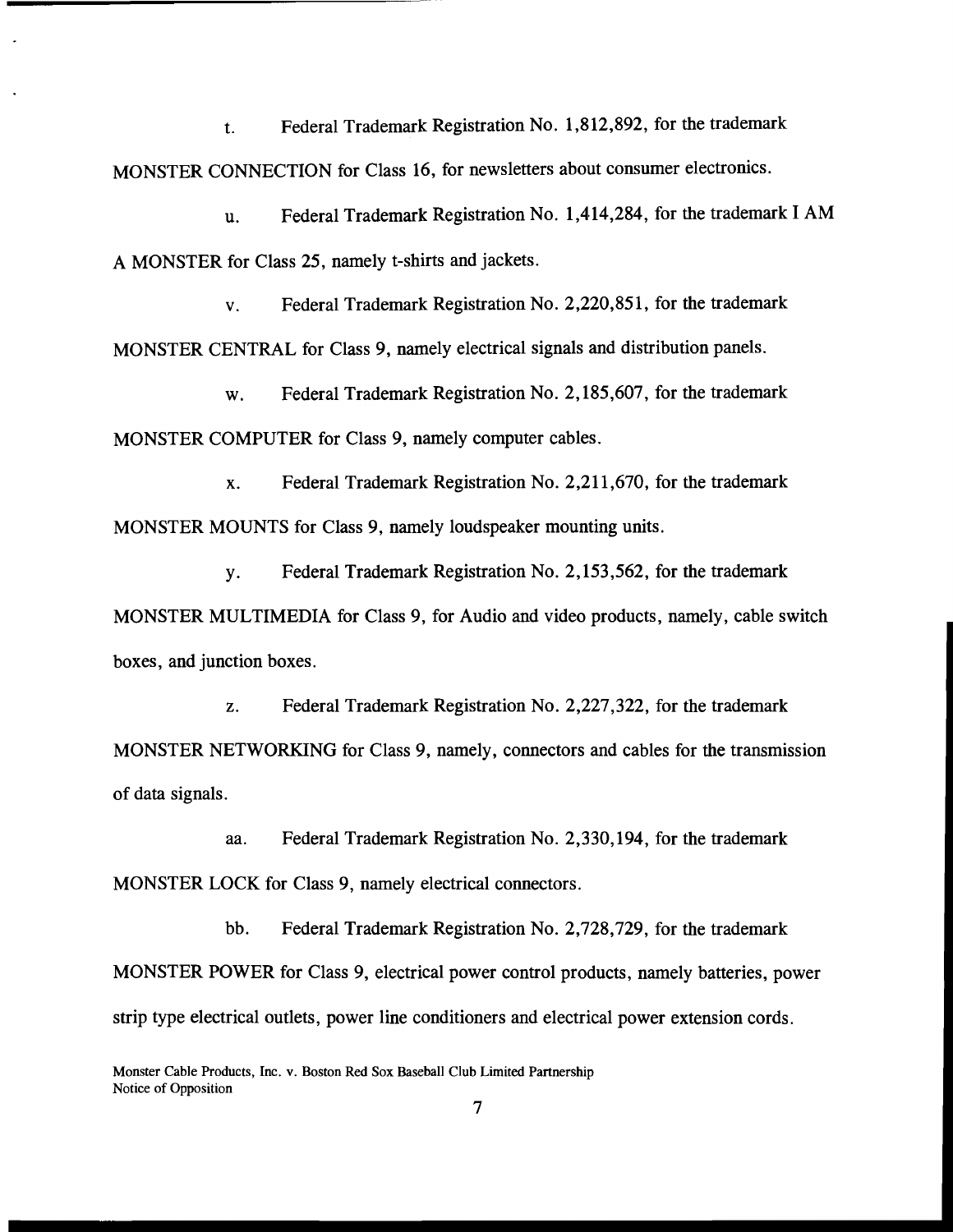t. Federal Trademark Registration No. 1,812,892, for the trademark MONSTER CONNECTION for Class 16, for newsletters about consumer electronics.

u. Federal Trademark Registration No. 1,414,284, for the trademark I AM A MONSTER for Class 25, namely t-shirts and jackets.

v. Federal Trademark Registration No. 2,220,851, for the trademark MONSTER CENTRAL for Class 9, namely electrical signals and distribution panels.

w. Federal Trademark Registration No. 2,185,607, for the trademark MONSTER COMPUTER for Class 9, namely computer cables.

x. Federal Trademark Registration No. 2,211,670, for the trademark MONSTER MOUNTS for Class 9, namely loudspeaker mounting units.

y. Federal Trademark Registration No. 2,153,562, for the trademark MONSTER MULTIMEDIA for Class 9, for Audio and video products, namely, cable switch boxes, and junction boxes.

z. Federal Trademark Registration No. 2,227,322, for the trademark MONSTER NETWORKING for Class 9, namely, connectors and cables for the transmission of data signals.

aa. Federal Trademark Registration No. 2,330,194, for the trademark MONSTER LOCK for Class 9, namely electrical connectors.

bb. Federal Trademark Registration No. 2,728,729, for the trademark MONSTER POWER for Class 9, electrical power control products, namely batteries, power strip type electrical outlets, power line conditioners and electrical power extension cords.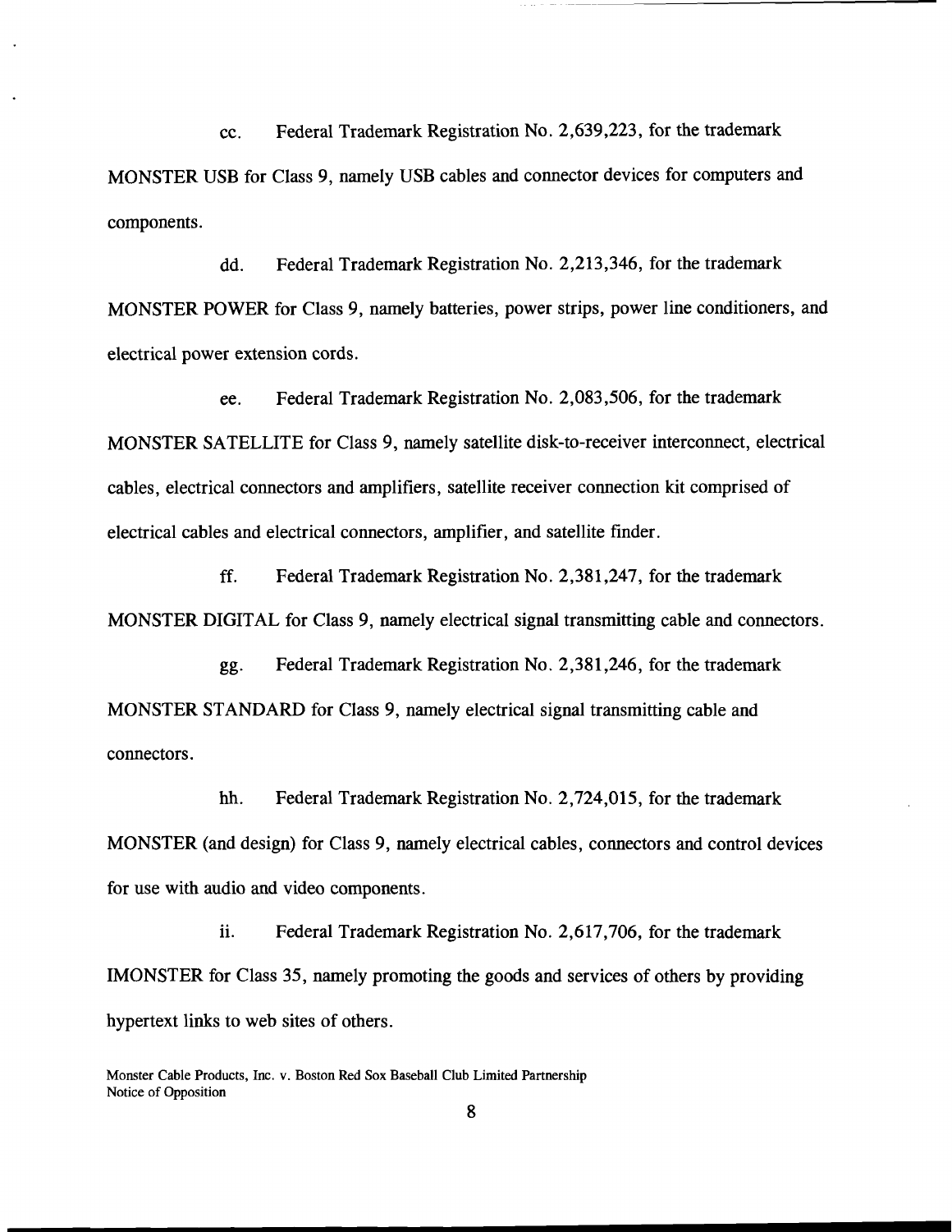cc. Federal Trademark Registration No. 2,639,223, for the trademark MONSTER USB for Class 9, namely USB cables and connector devices for computers and components.

dd. Federal Trademark Registration No. 2,213,346, for the trademark MONSTER POWER for Class 9, namely batteries, power strips, power line conditioners, and electrical power extension cords.

ee. Federal Trademark Registration No. 2,083,506, for the trademark MONSTER SATELLITE for Class 9, namely satellite disk-to-receiver interconnect, electrical cables, electrical connectors and amplifiers, satellite receiver connection kit comprised of electrical cables and electrical connectors, amplifier, and satellite finder.

ff. Federal Trademark Registration No. 2,381,247, for the trademark MONSTER DIGITAL for Class 9, namely electrical signal transmitting cable and connectors.

gg. Federal Trademark Registration No. 2,381,246, for the trademark MONSTER STANDARD for Class 9, namely electrical signal transmitting cable and connectors.

hh. Federal Trademark Registration No. 2,724,015, for the trademark MONSTER (and design) for Class 9, namely electrical cables, connectors and control devices for use with audio and video components.

ii. Federal Trademark Registration No. 2,617,706, for the trademark IMONSTER for Class 35, namely promoting the goods and services of others by providing hypertext links to web sites of others.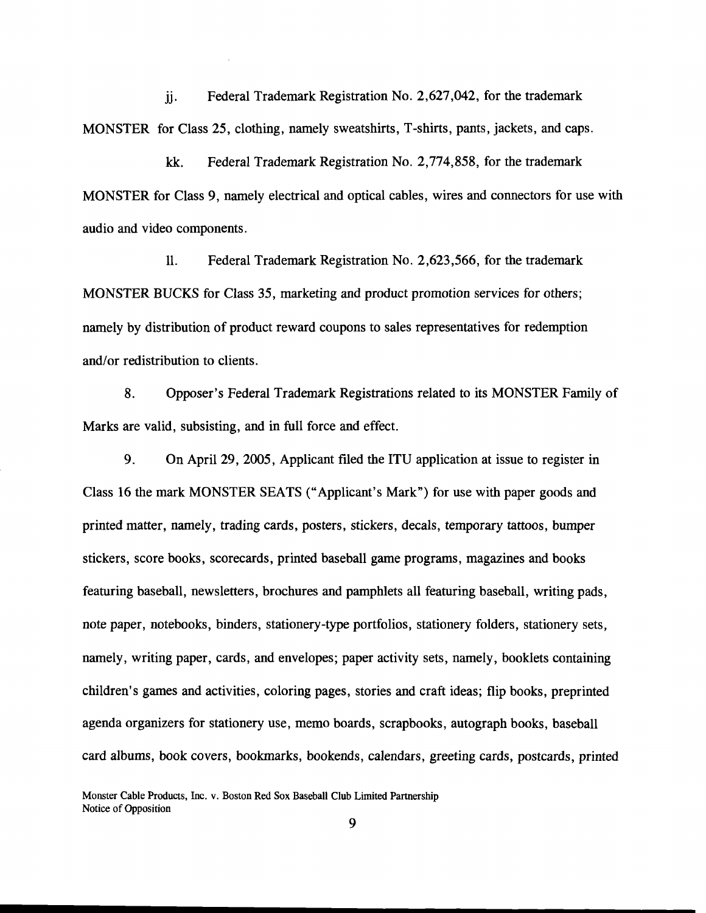jj. Federal Trademark Registration No. 2,627,042, for the trademark MONSTER for Class 25, clothing, namely sweatshirts, T-shirts, pants, jackets, and caps.

kk. Federal Trademark Registration No. 2,774,858, for the trademark MONSTER for Class 9, namely electrical and optical cables, wires and connectors for use with audio and video components.

ll. Federal Trademark Registration No. 2,623,566, for the trademark MONSTER BUCKS for Class 35, marketing and product promotion services for others; namely by distribution of product reward coupons to sales representatives for redemption and/or redistribution to clients.

8. Opposer's Federal Trademark Registrations related to its MONSTER Family of Marks are valid, subsisting, and in full force and effect.

9. On April 29, 2005, Applicant filed the ITU application at issue to register in Class 16 the mark MONSTER SEATS ("Applicant's Mark") for use with paper goods and printed matter, namely, trading cards, posters, stickers, decals, temporary tattoos, bumper stickers, score books, scorecards, printed baseball game programs, magazines and books featuring baseball, newsletters, brochures and pamphlets all featuring baseball, writing pads, note paper, notebooks, binders, stationery-type portfolios, stationery folders, stationery sets, namely, writing paper, cards, and envelopes; paper activity sets, namely, booklets containing children's games and activities, coloring pages, stories and craft ideas; flip books, preprinted agenda organizers for stationery use, memo boards, scrapbooks, autograph books, baseball card albums, book covers, bookmarks, bookends, calendars, greeting cards, postcards, printed

Monster Cable Products, Inc. v. Boston Red Sox Baseball Club Limited Partnership
Notice of Opposition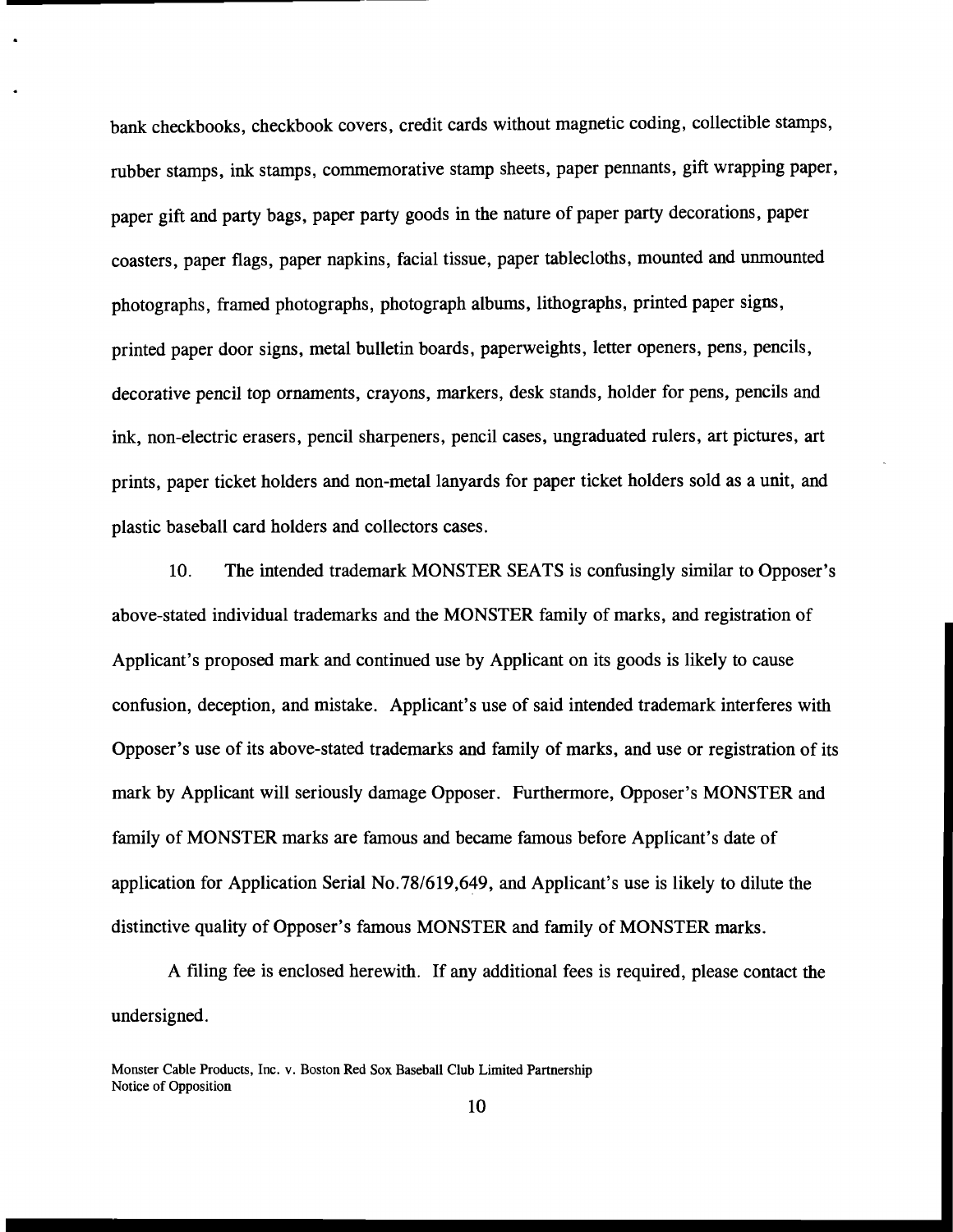bank checkbooks, checkbook covers, credit cards without magnetic coding, collectible stamps, rubber stamps, ink stamps, commemorative stamp sheets, paper pennants, gift wrapping paper, paper gift and party bags, paper party goods in the nature of paper party decorations, paper coasters, paper flags, paper napkins, facial tissue, paper tablecloths, mounted and unmounted photographs, framed photographs, photograph albums, lithographs, printed paper signs, printed paper door signs, metal bulletin boards, paperweights, letter openers, pens, pencils, decorative pencil top ornaments, crayons, markers, desk stands, holder for pens, pencils and ink, non-electric erasers, pencil sharpeners, pencil cases, ungraduated rulers, art pictures, art prints, paper ticket holders and non-metal lanyards for paper ticket holders sold as a unit, and plastic baseball card holders and collectors cases.

10. The intended trademark MONSTER SEATS is confusingly similar to Opposer's above-stated individual trademarks and the MONSTER family of marks, and registration of Applicant's proposed mark and continued use by Applicant on its goods is likely to cause confusion, deception, and mistake. Applicant's use of said intended trademark interferes with Opposer's use of its above-stated trademarks and family of marks, and use or registration of its mark by Applicant will seriously damage Opposer. Furthermore, Opposer's MONSTER and family of MONSTER marks are famous and became famous before Applicant's date of application for Application Serial No.78/619,649, and Applicant's use is likely to dilute the distinctive quality of Opposer's famous MONSTER and family of MONSTER marks.

A filing fee is enclosed herewith. If any additional fees is required, please contact the undersigned.

Monster Cable Products, Inc. v. Boston Red Sox Baseball Club Limited Partnership
Notice of Opposition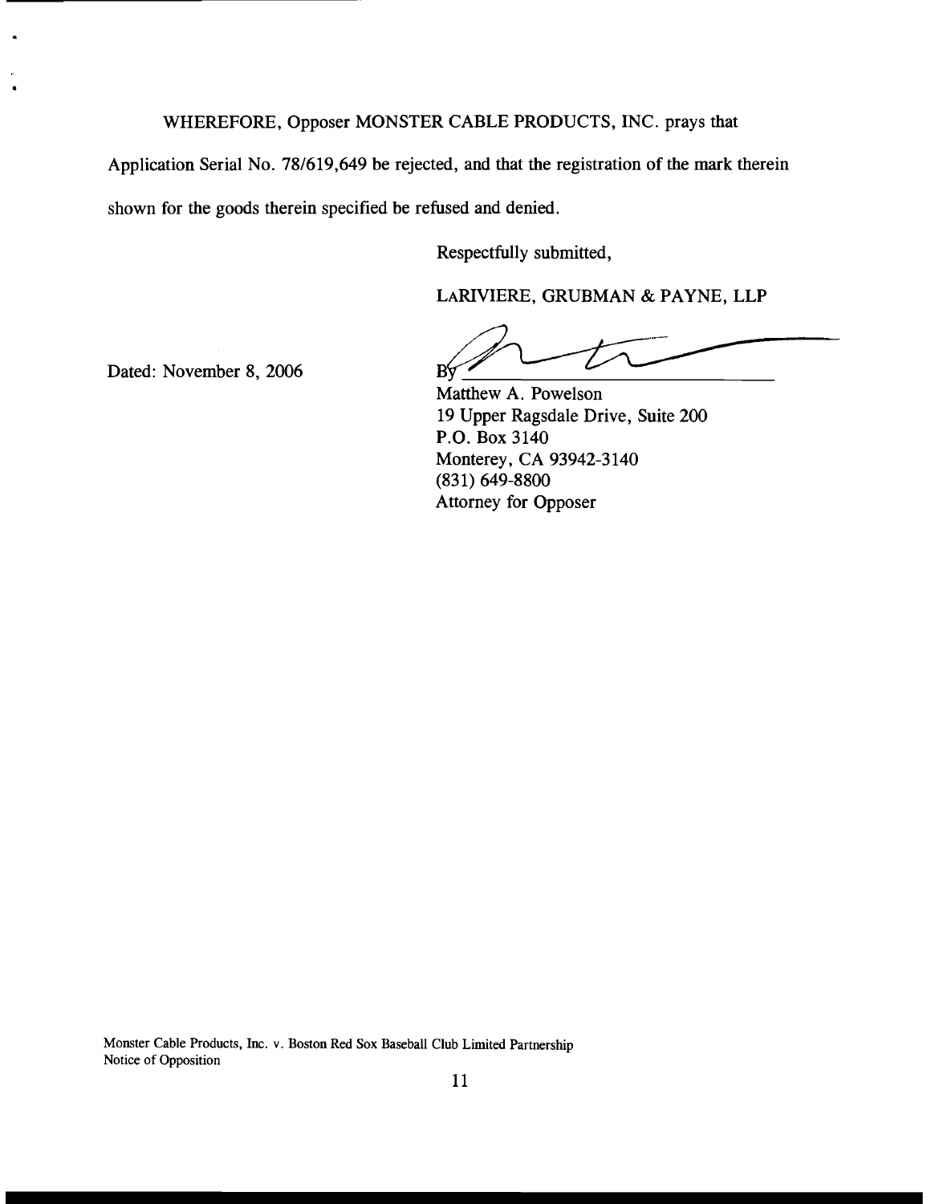WHEREFORE, Opposer MONSTER CABLE PRODUCTS, INC. prays that Application Serial No. 78/619,649 be rejected, and that the registration of the mark therein shown for the goods therein specified be refused and denied.

Respectfully submitted,

LARIVIERE, GRUBMAN & PAYNE, LLP

Dated: November 8, 2006

By ______________________

Matthew A. Powelson
19 Upper Ragsdale Drive, Suite 200
P.O. Box 3140
Monterey, CA 93942-3140
(831) 649-8800
Attorney for Opposer

Monster Cable Products, Inc. v. Boston Red Sox Baseball Club Limited Partnership
Notice of Opposition